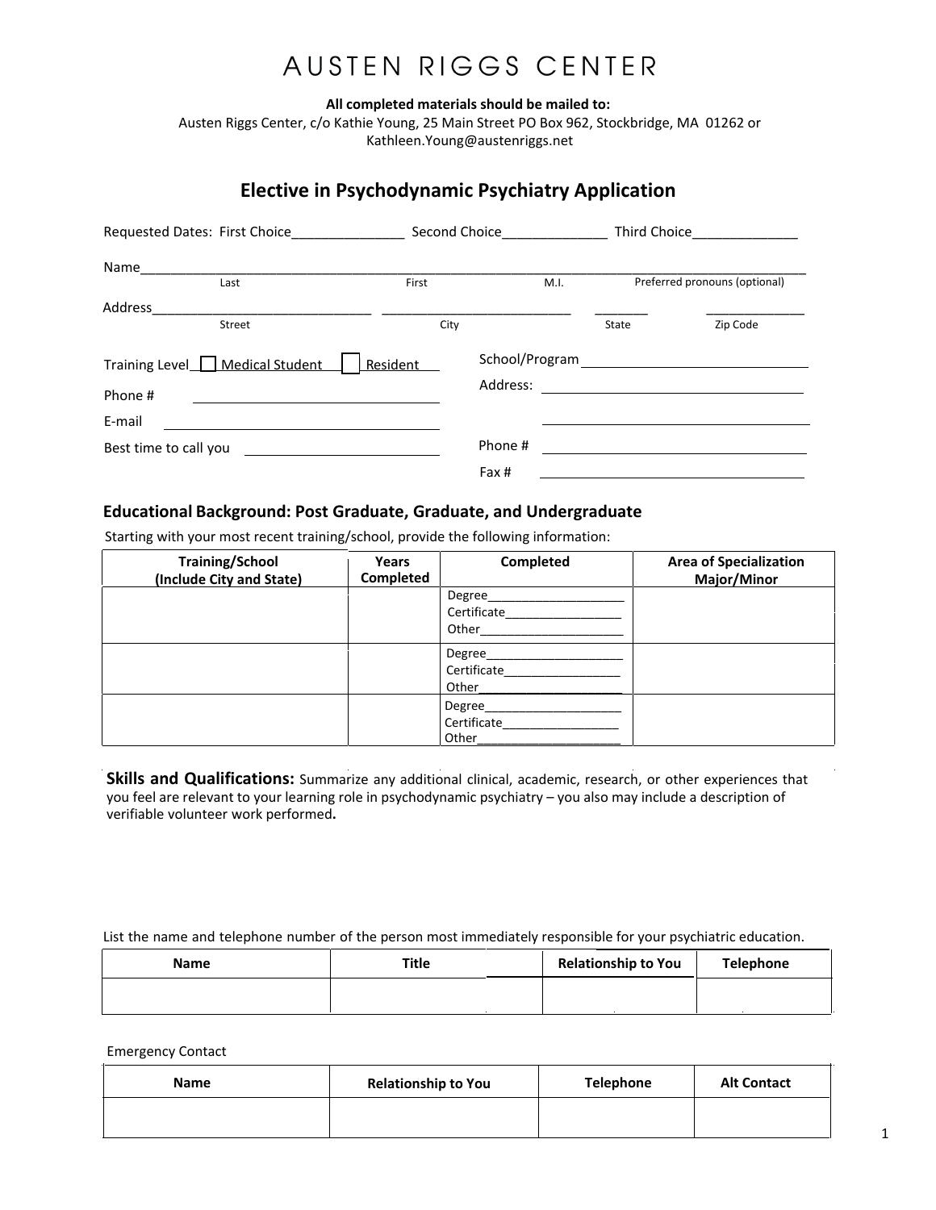# AUSTEN RIGGS CENTER

**All completed materials should be mailed to:**
Austen Riggs Center, c/o Kathie Young, 25 Main Street PO Box 962, Stockbridge, MA 01262 or
Kathleen.Young@austenriggs.net

## Elective in Psychodynamic Psychiatry Application

Requested Dates: First Choice_______________ Second Choice______________ Third Choice______________

Name_____________________________________________________________________________________
Last First M.I. Preferred pronouns (optional)

Address______________________________ __________________________ _______ _____________
Street City State Zip Code

Training Level ☐ Medical Student ☐ Resident

Phone # ______________________

E-mail ______________________

Best time to call you ______________________

School/Program ______________________

Address: ______________________

______________________

Phone # ______________________

Fax # ______________________

### Educational Background: Post Graduate, Graduate, and Undergraduate

Starting with your most recent training/school, provide the following information:

| Training/School (Include City and State) | Years Completed | Completed | Area of Specialization Major/Minor |
|---|---|---|---|
| | | Degree____________________ Certificate_________________ Other_____________________ | |
| | | Degree____________________ Certificate_________________ Other_____________________ | |
| | | Degree____________________ Certificate_________________ Other_____________________ | |

**Skills and Qualifications:** Summarize any additional clinical, academic, research, or other experiences that you feel are relevant to your learning role in psychodynamic psychiatry – you also may include a description of verifiable volunteer work performed**.**

List the name and telephone number of the person most immediately responsible for your psychiatric education.

| Name | Title | Relationship to You | Telephone |
|---|---|---|---|
| | | | |

Emergency Contact

| Name | Relationship to You | Telephone | Alt Contact |
|---|---|---|---|
| | | | |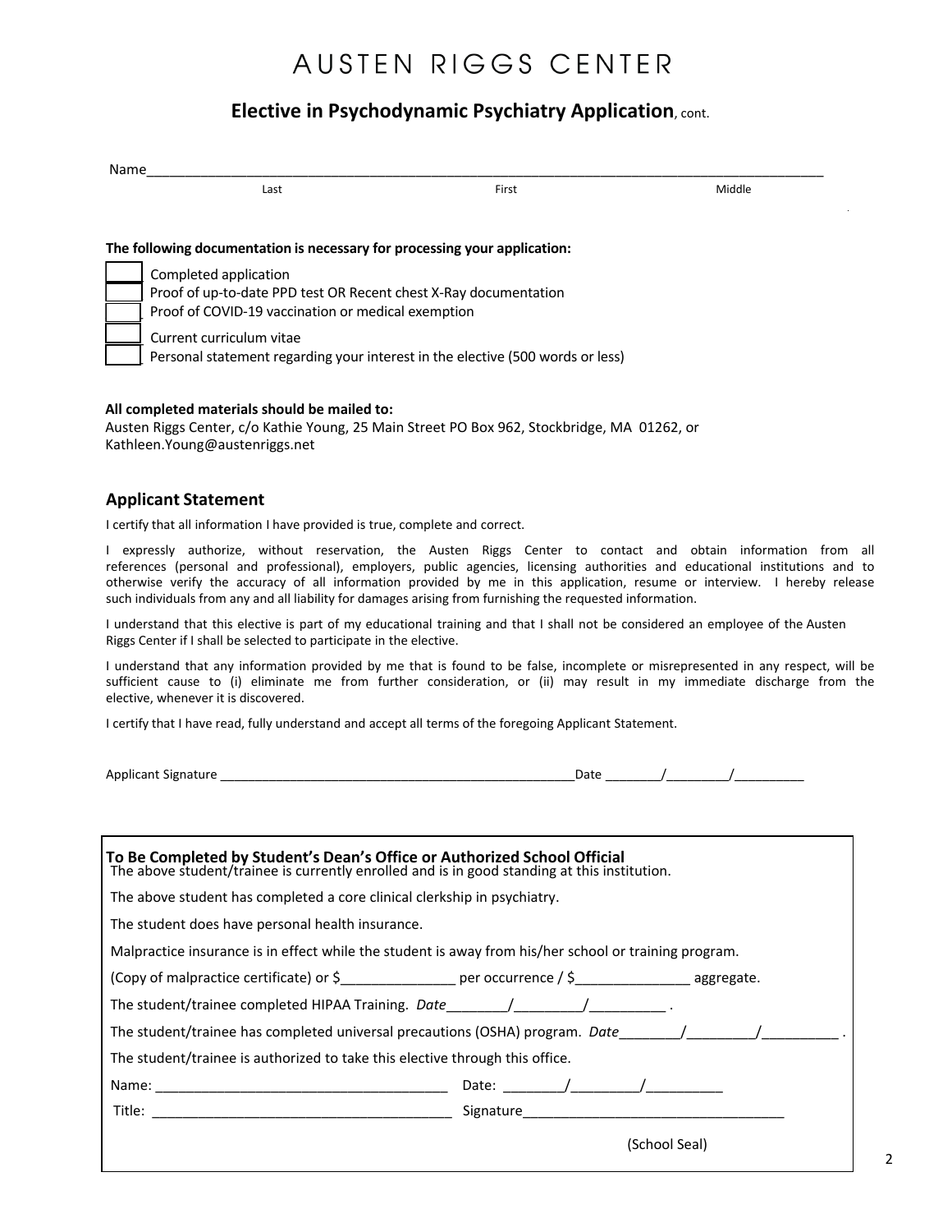# AUSTEN RIGGS CENTER

## **Elective in Psychodynamic Psychiatry Application**, cont.

Name_______________________________________________________________________________________

Last                                        First                                        Middle

**The following documentation is necessary for processing your application:**

- [ ] Completed application
- [ ] Proof of up-to-date PPD test OR Recent chest X-Ray documentation
- [ ] Proof of COVID-19 vaccination or medical exemption
- [ ] Current curriculum vitae
- [ ] Personal statement regarding your interest in the elective (500 words or less)

**All completed materials should be mailed to:**
Austen Riggs Center, c/o Kathie Young, 25 Main Street PO Box 962, Stockbridge, MA 01262, or Kathleen.Young@austenriggs.net

### Applicant Statement

I certify that all information I have provided is true, complete and correct.

I expressly authorize, without reservation, the Austen Riggs Center to contact and obtain information from all references (personal and professional), employers, public agencies, licensing authorities and educational institutions and to otherwise verify the accuracy of all information provided by me in this application, resume or interview. I hereby release such individuals from any and all liability for damages arising from furnishing the requested information.

I understand that this elective is part of my educational training and that I shall not be considered an employee of the Austen Riggs Center if I shall be selected to participate in the elective.

I understand that any information provided by me that is found to be false, incomplete or misrepresented in any respect, will be sufficient cause to (i) eliminate me from further consideration, or (ii) may result in my immediate discharge from the elective, whenever it is discovered.

I certify that I have read, fully understand and accept all terms of the foregoing Applicant Statement.

Applicant Signature _____________________________________________________Date ________/_________/__________

---

**To Be Completed by Student's Dean's Office or Authorized School Official**

The above student/trainee is currently enrolled and is in good standing at this institution.

The above student has completed a core clinical clerkship in psychiatry.

The student does have personal health insurance.

Malpractice insurance is in effect while the student is away from his/her school or training program.

(Copy of malpractice certificate) or $_______________ per occurrence / $_______________ aggregate.

The student/trainee completed HIPAA Training. *Date*________/_________/__________ .

The student/trainee has completed universal precautions (OSHA) program. *Date*________/_________/__________ .

The student/trainee is authorized to take this elective through this office.

Name: ______________________________________ Date: ________/_________/__________

Title: ______________________________________ Signature__________________________________

(School Seal)